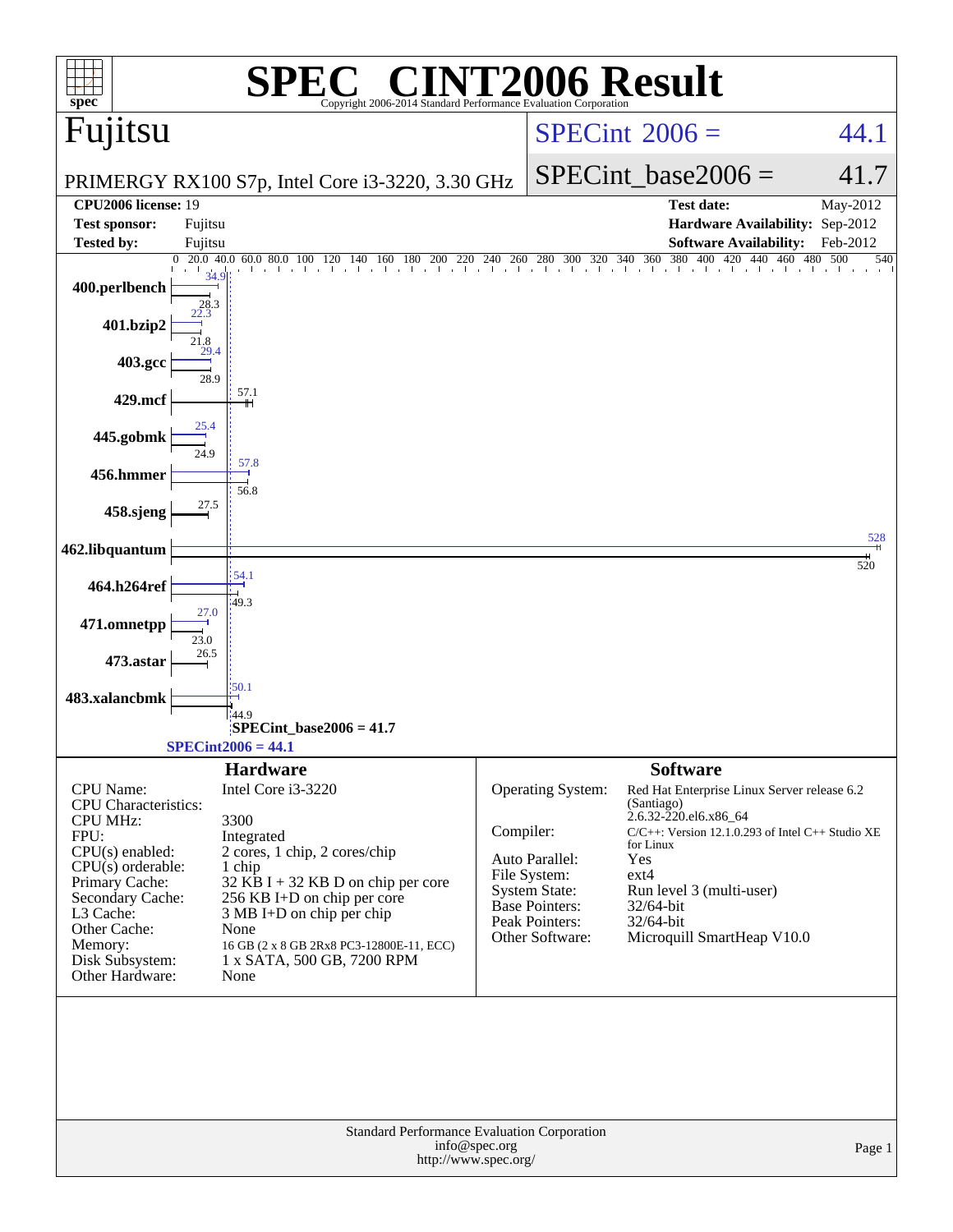# SPEC® CINT2006 Result

Copyright 2006-2014 Standard Performance Evaluation Corporation

## Fujitsu

PRIMERGY RX100 S7p, Intel Core i3-3220, 3.30 GHz

SPECint 2006 = 44.1

SPECint_base2006 = 41.7

| | | | |
|---|---|---|---|
| **CPU2006 license:** 19 | | **Test date:** | May-2012 |
| **Test sponsor:** | Fujitsu | **Hardware Availability:** | Sep-2012 |
| **Tested by:** | Fujitsu | **Software Availability:** | Feb-2012 |

| Benchmark | Peak | Base |
|---|---|---|
| 400.perlbench | 34.9 | 28.3 |
| 401.bzip2 | 22.3 | 21.8 |
| 403.gcc | 29.4 | 28.9 |
| 429.mcf | 57.1 | 57.1 |
| 445.gobmk | 25.4 | 24.9 |
| 456.hmmer | 57.8 | 56.8 |
| 458.sjeng | 27.5 | 27.5 |
| 462.libquantum | 528 | 520 |
| 464.h264ref | 54.1 | 49.3 |
| 471.omnetpp | 27.0 | 23.0 |
| 473.astar | 26.5 | 26.5 |
| 483.xalancbmk | 50.1 | 44.9 |

SPECint_base2006 = 41.7

SPECint2006 = 44.1

### Hardware

| | |
|---|---|
| CPU Name: | Intel Core i3-3220 |
| CPU Characteristics: | |
| CPU MHz: | 3300 |
| FPU: | Integrated |
| CPU(s) enabled: | 2 cores, 1 chip, 2 cores/chip |
| CPU(s) orderable: | 1 chip |
| Primary Cache: | 32 KB I + 32 KB D on chip per core |
| Secondary Cache: | 256 KB I+D on chip per core |
| L3 Cache: | 3 MB I+D on chip per chip |
| Other Cache: | None |
| Memory: | 16 GB (2 x 8 GB 2Rx8 PC3-12800E-11, ECC) |
| Disk Subsystem: | 1 x SATA, 500 GB, 7200 RPM |
| Other Hardware: | None |

### Software

| | |
|---|---|
| Operating System: | Red Hat Enterprise Linux Server release 6.2 (Santiago) 2.6.32-220.el6.x86_64 |
| Compiler: | C/C++: Version 12.1.0.293 of Intel C++ Studio XE for Linux |
| Auto Parallel: | Yes |
| File System: | ext4 |
| System State: | Run level 3 (multi-user) |
| Base Pointers: | 32/64-bit |
| Peak Pointers: | 32/64-bit |
| Other Software: | Microquill SmartHeap V10.0 |

Standard Performance Evaluation Corporation
info@spec.org
http://www.spec.org/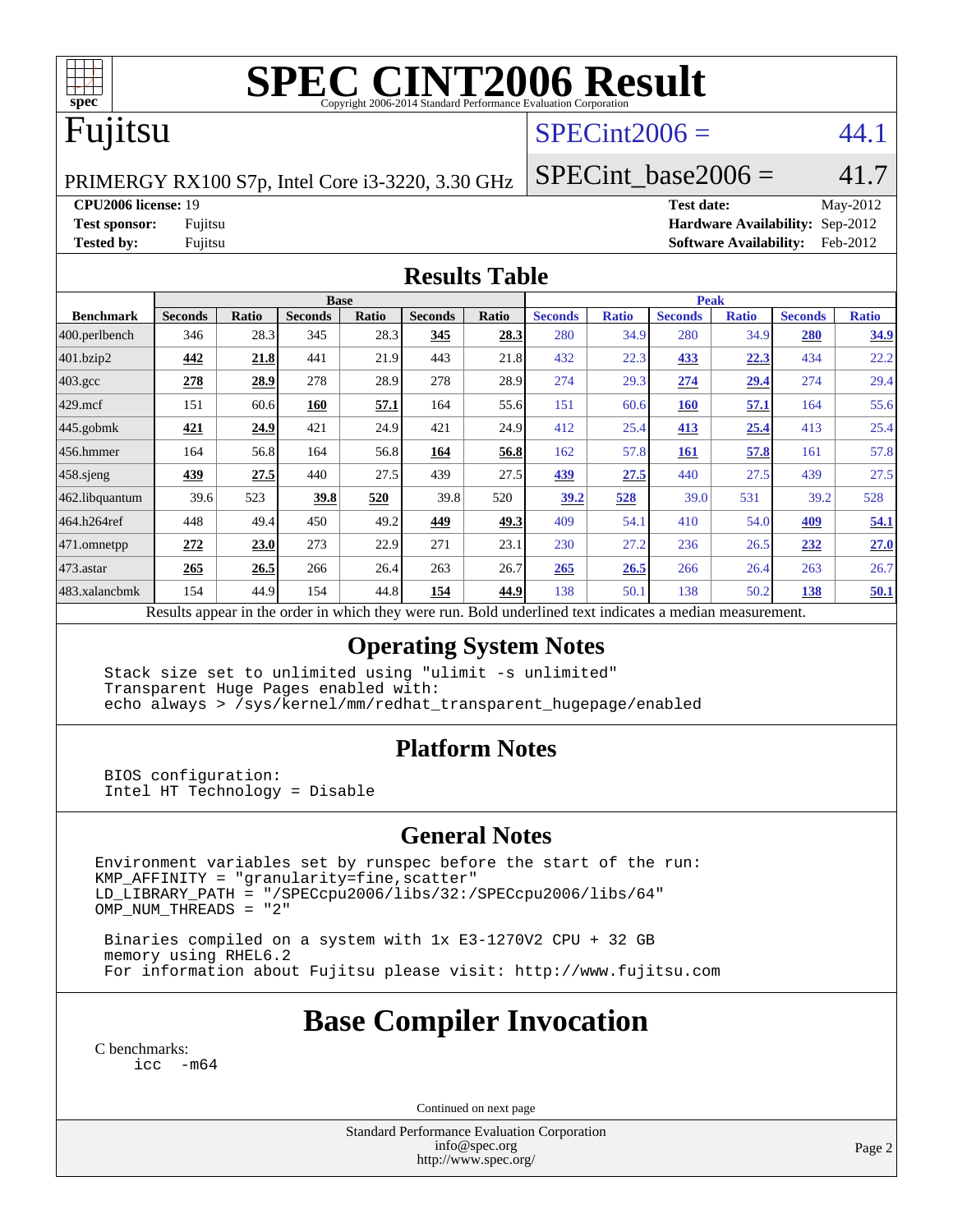# SPEC CINT2006 Result

Copyright 2006-2014 Standard Performance Evaluation Corporation

## Fujitsu

PRIMERGY RX100 S7p, Intel Core i3-3220, 3.30 GHz

SPECint2006 = 44.1

SPECint_base2006 = 41.7

**CPU2006 license:** 19
**Test sponsor:** Fujitsu
**Tested by:** Fujitsu

**Test date:** May-2012
**Hardware Availability:** Sep-2012
**Software Availability:** Feb-2012

## Results Table

| | Base | | | | | | Peak | | | | | |
|---|---|---|---|---|---|---|---|---|---|---|---|---|
| **Benchmark** | **Seconds** | **Ratio** | **Seconds** | **Ratio** | **Seconds** | **Ratio** | **Seconds** | **Ratio** | **Seconds** | **Ratio** | **Seconds** | **Ratio** |
| 400.perlbench | 346 | 28.3 | 345 | 28.3 | **345** | **28.3** | 280 | 34.9 | 280 | 34.9 | **280** | **34.9** |
| 401.bzip2 | **442** | **21.8** | 441 | 21.9 | 443 | 21.8 | 432 | 22.3 | **433** | **22.3** | 434 | 22.2 |
| 403.gcc | **278** | **28.9** | 278 | 28.9 | 278 | 28.9 | 274 | 29.3 | **274** | **29.4** | 274 | 29.4 |
| 429.mcf | 151 | 60.6 | **160** | **57.1** | 164 | 55.6 | 151 | 60.6 | **160** | **57.1** | 164 | 55.6 |
| 445.gobmk | **421** | **24.9** | 421 | 24.9 | 421 | 24.9 | 412 | 25.4 | **413** | **25.4** | 413 | 25.4 |
| 456.hmmer | 164 | 56.8 | 164 | 56.8 | **164** | **56.8** | 162 | 57.8 | **161** | **57.8** | 161 | 57.8 |
| 458.sjeng | **439** | **27.5** | 440 | 27.5 | 439 | 27.5 | **439** | **27.5** | 440 | 27.5 | 439 | 27.5 |
| 462.libquantum | 39.6 | 523 | **39.8** | **520** | 39.8 | 520 | **39.2** | **528** | 39.0 | 531 | 39.2 | 528 |
| 464.h264ref | 448 | 49.4 | 450 | 49.2 | **449** | **49.3** | 409 | 54.1 | 410 | 54.0 | **409** | **54.1** |
| 471.omnetpp | **272** | **23.0** | 273 | 22.9 | 271 | 23.1 | 230 | 27.2 | 236 | 26.5 | **232** | **27.0** |
| 473.astar | **265** | **26.5** | 266 | 26.4 | 263 | 26.7 | **265** | **26.5** | 266 | 26.4 | 263 | 26.7 |
| 483.xalancbmk | 154 | 44.9 | 154 | 44.8 | **154** | **44.9** | 138 | 50.1 | 138 | 50.2 | **138** | **50.1** |

Results appear in the order in which they were run. Bold underlined text indicates a median measurement.

## Operating System Notes

```
Stack size set to unlimited using "ulimit -s unlimited"
Transparent Huge Pages enabled with:
echo always > /sys/kernel/mm/redhat_transparent_hugepage/enabled
```

## Platform Notes

```
BIOS configuration:
Intel HT Technology = Disable
```

## General Notes

```
Environment variables set by runspec before the start of the run:
KMP_AFFINITY = "granularity=fine,scatter"
LD_LIBRARY_PATH = "/SPECcpu2006/libs/32:/SPECcpu2006/libs/64"
OMP_NUM_THREADS = "2"

Binaries compiled on a system with 1x E3-1270V2 CPU + 32 GB
memory using RHEL6.2
For information about Fujitsu please visit: http://www.fujitsu.com
```

# Base Compiler Invocation

C benchmarks:

```
icc -m64
```

Continued on next page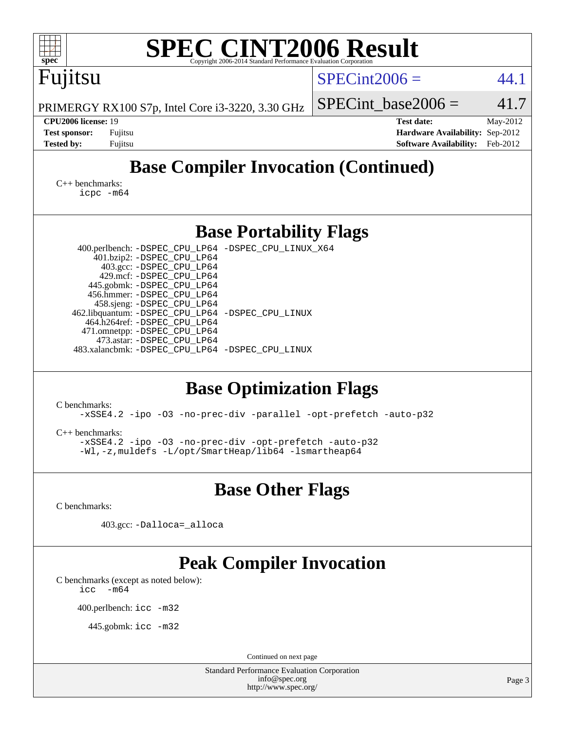# SPEC CINT2006 Result

Copyright 2006-2014 Standard Performance Evaluation Corporation

**Fujitsu**

PRIMERGY RX100 S7p, Intel Core i3-3220, 3.30 GHz

SPECint2006 = 44.1

SPECint_base2006 = 41.7

| | | | |
|---|---|---|---|
| **CPU2006 license:** 19 | | **Test date:** | May-2012 |
| **Test sponsor:** | Fujitsu | **Hardware Availability:** | Sep-2012 |
| **Tested by:** | Fujitsu | **Software Availability:** | Feb-2012 |

## Base Compiler Invocation (Continued)

C++ benchmarks:
```
icpc -m64
```

## Base Portability Flags

```
400.perlbench: -DSPEC_CPU_LP64 -DSPEC_CPU_LINUX_X64
    401.bzip2: -DSPEC_CPU_LP64
      403.gcc: -DSPEC_CPU_LP64
      429.mcf: -DSPEC_CPU_LP64
   445.gobmk: -DSPEC_CPU_LP64
   456.hmmer: -DSPEC_CPU_LP64
   458.sjeng: -DSPEC_CPU_LP64
462.libquantum: -DSPEC_CPU_LP64 -DSPEC_CPU_LINUX
  464.h264ref: -DSPEC_CPU_LP64
  471.omnetpp: -DSPEC_CPU_LP64
    473.astar: -DSPEC_CPU_LP64
483.xalancbmk: -DSPEC_CPU_LP64 -DSPEC_CPU_LINUX
```

## Base Optimization Flags

C benchmarks:
```
-xSSE4.2 -ipo -O3 -no-prec-div -parallel -opt-prefetch -auto-p32
```

C++ benchmarks:
```
-xSSE4.2 -ipo -O3 -no-prec-div -opt-prefetch -auto-p32
-Wl,-z,muldefs -L/opt/SmartHeap/lib64 -lsmartheap64
```

## Base Other Flags

C benchmarks:

```
403.gcc: -Dalloca=_alloca
```

## Peak Compiler Invocation

C benchmarks (except as noted below):
```
icc  -m64
```

```
400.perlbench: icc -m32
```

```
445.gobmk: icc -m32
```

Continued on next page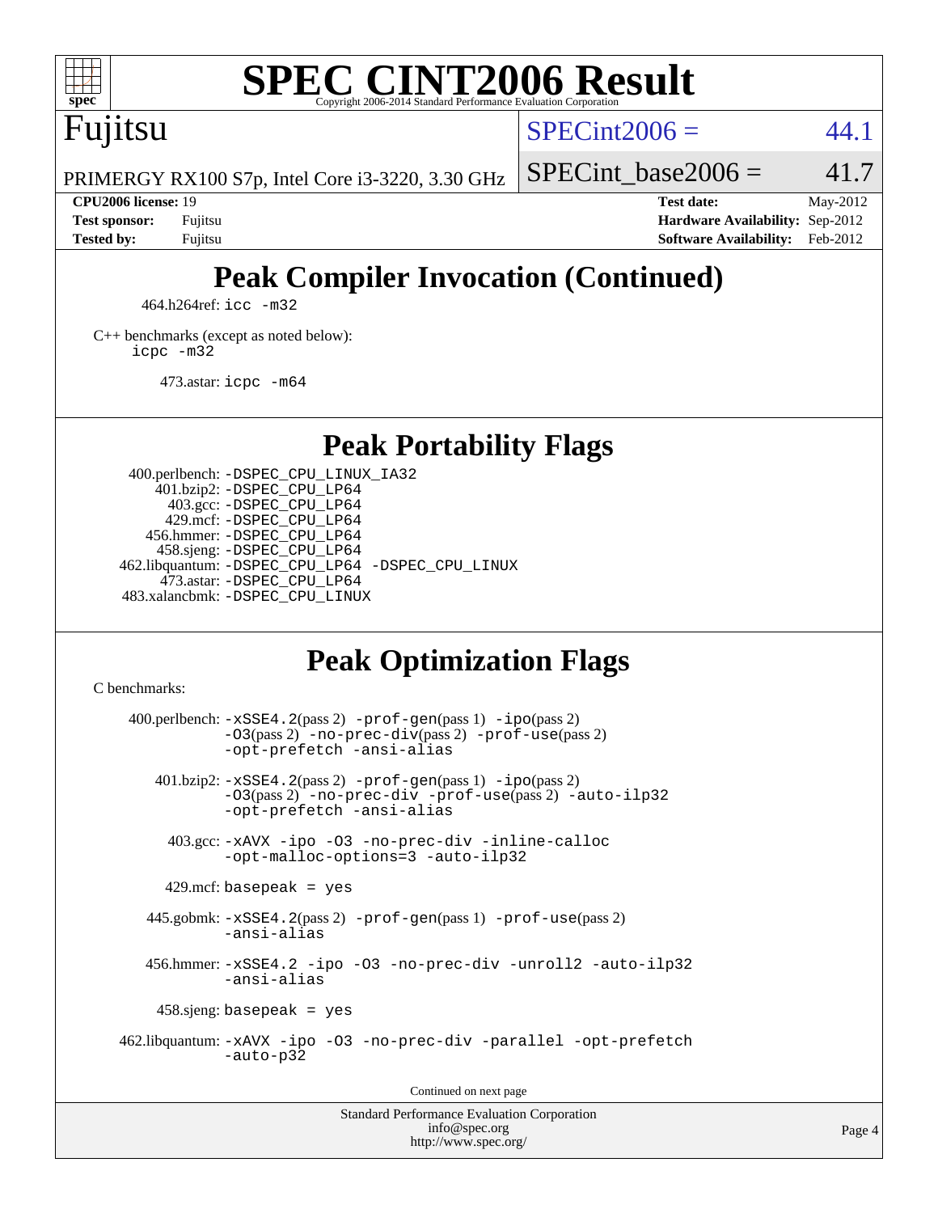# SPEC CINT2006 Result

Fujitsu

PRIMERGY RX100 S7p, Intel Core i3-3220, 3.30 GHz

SPECint2006 = 44.1

SPECint_base2006 = 41.7

**CPU2006 license:** 19
**Test sponsor:** Fujitsu
**Tested by:** Fujitsu

**Test date:** May-2012
**Hardware Availability:** Sep-2012
**Software Availability:** Feb-2012

## Peak Compiler Invocation (Continued)

464.h264ref: icc -m32

C++ benchmarks (except as noted below):
icpc -m32

473.astar: icpc -m64

## Peak Portability Flags

400.perlbench: -DSPEC_CPU_LINUX_IA32
401.bzip2: -DSPEC_CPU_LP64
403.gcc: -DSPEC_CPU_LP64
429.mcf: -DSPEC_CPU_LP64
456.hmmer: -DSPEC_CPU_LP64
458.sjeng: -DSPEC_CPU_LP64
462.libquantum: -DSPEC_CPU_LP64 -DSPEC_CPU_LINUX
473.astar: -DSPEC_CPU_LP64
483.xalancbmk: -DSPEC_CPU_LINUX

## Peak Optimization Flags

C benchmarks:

400.perlbench: -xSSE4.2(pass 2) -prof-gen(pass 1) -ipo(pass 2) -O3(pass 2) -no-prec-div(pass 2) -prof-use(pass 2) -opt-prefetch -ansi-alias

401.bzip2: -xSSE4.2(pass 2) -prof-gen(pass 1) -ipo(pass 2) -O3(pass 2) -no-prec-div -prof-use(pass 2) -auto-ilp32 -opt-prefetch -ansi-alias

403.gcc: -xAVX -ipo -O3 -no-prec-div -inline-calloc -opt-malloc-options=3 -auto-ilp32

429.mcf: basepeak = yes

445.gobmk: -xSSE4.2(pass 2) -prof-gen(pass 1) -prof-use(pass 2) -ansi-alias

456.hmmer: -xSSE4.2 -ipo -O3 -no-prec-div -unroll2 -auto-ilp32 -ansi-alias

458.sjeng: basepeak = yes

462.libquantum: -xAVX -ipo -O3 -no-prec-div -parallel -opt-prefetch -auto-p32

Continued on next page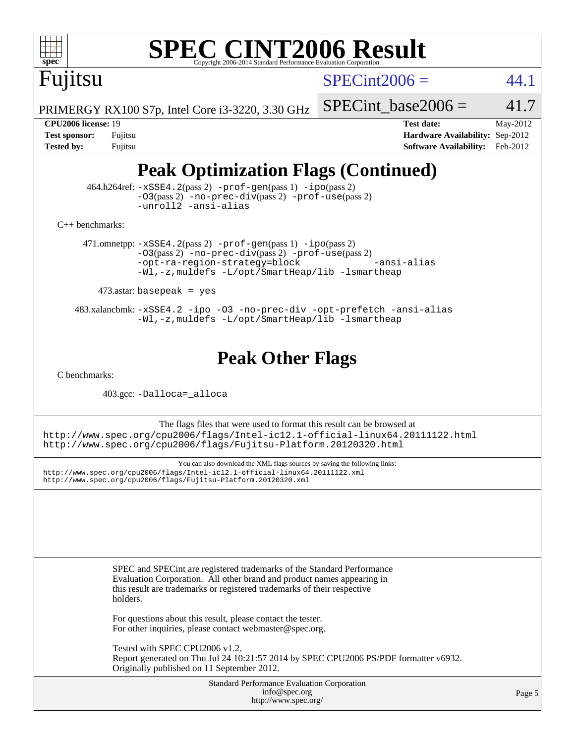# Peak Optimization Flags (Continued)

464.h264ref: -xSSE4.2(pass 2) -prof-gen(pass 1) -ipo(pass 2) -O3(pass 2) -no-prec-div(pass 2) -prof-use(pass 2) -unroll2 -ansi-alias

C++ benchmarks:

471.omnetpp: -xSSE4.2(pass 2) -prof-gen(pass 1) -ipo(pass 2) -O3(pass 2) -no-prec-div(pass 2) -prof-use(pass 2) -opt-ra-region-strategy=block -ansi-alias -Wl,-z,muldefs -L/opt/SmartHeap/lib -lsmartheap

473.astar: basepeak = yes

483.xalancbmk: -xSSE4.2 -ipo -O3 -no-prec-div -opt-prefetch -ansi-alias -Wl,-z,muldefs -L/opt/SmartHeap/lib -lsmartheap

# Peak Other Flags

C benchmarks:

403.gcc: -Dalloca=_alloca

The flags files that were used to format this result can be browsed at
http://www.spec.org/cpu2006/flags/Intel-ic12.1-official-linux64.20111122.html
http://www.spec.org/cpu2006/flags/Fujitsu-Platform.20120320.html

You can also download the XML flags sources by saving the following links:
http://www.spec.org/cpu2006/flags/Intel-ic12.1-official-linux64.20111122.xml
http://www.spec.org/cpu2006/flags/Fujitsu-Platform.20120320.xml

SPEC and SPECint are registered trademarks of the Standard Performance Evaluation Corporation. All other brand and product names appearing in this result are trademarks or registered trademarks of their respective holders.

For questions about this result, please contact the tester.
For other inquiries, please contact webmaster@spec.org.

Tested with SPEC CPU2006 v1.2.
Report generated on Thu Jul 24 10:21:57 2014 by SPEC CPU2006 PS/PDF formatter v6932.
Originally published on 11 September 2012.